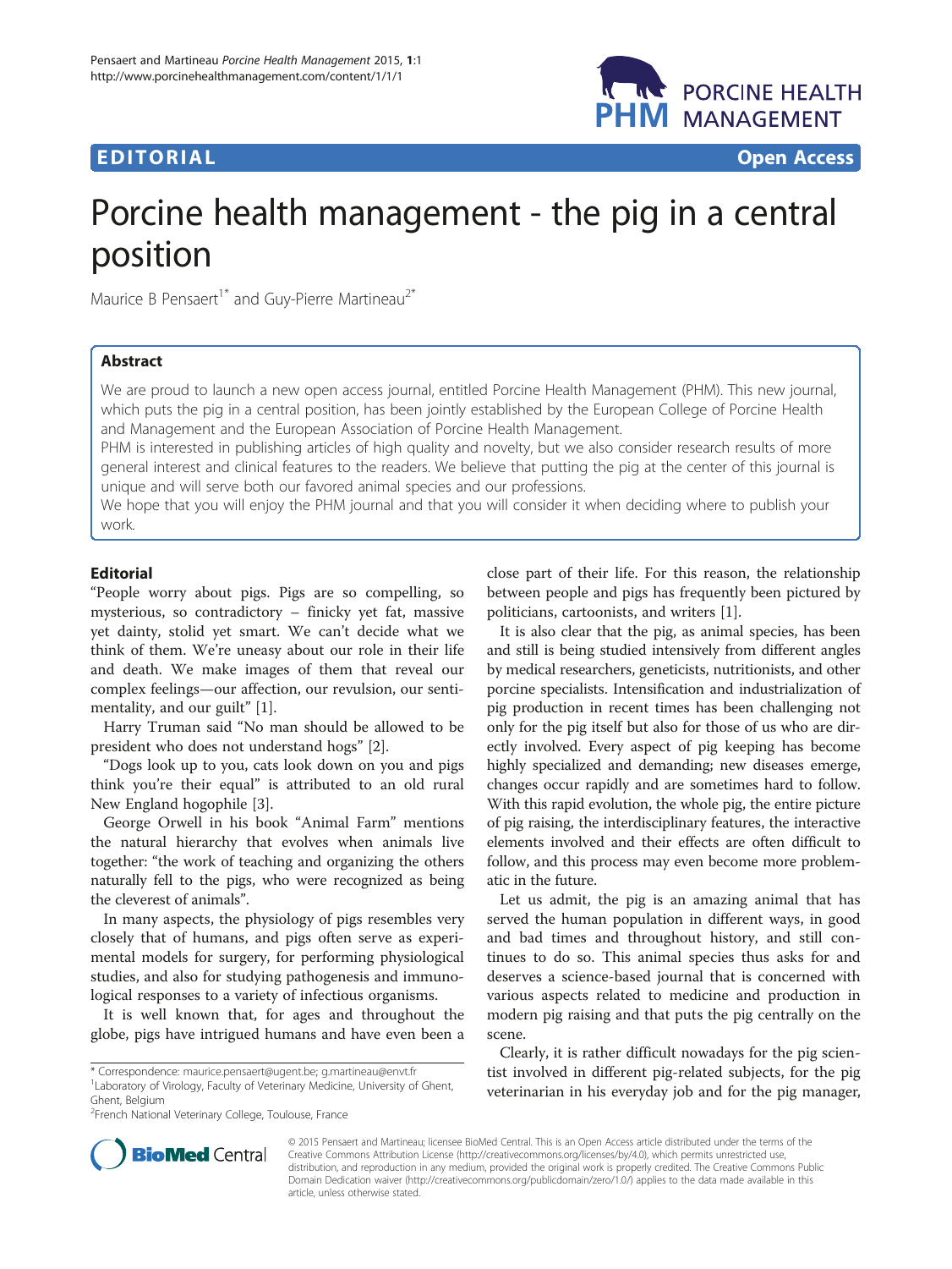EDITORIAL Open Access

# Porcine health management - the pig in a central position

Maurice B Pensaert[1*] and Guy-Pierre Martineau[2*]

## Abstract

We are proud to launch a new open access journal, entitled Porcine Health Management (PHM). This new journal, which puts the pig in a central position, has been jointly established by the European College of Porcine Health and Management and the European Association of Porcine Health Management.

PHM is interested in publishing articles of high quality and novelty, but we also consider research results of more general interest and clinical features to the readers. We believe that putting the pig at the center of this journal is unique and will serve both our favored animal species and our professions.

We hope that you will enjoy the PHM journal and that you will consider it when deciding where to publish your work.

## Editorial

"People worry about pigs. Pigs are so compelling, so mysterious, so contradictory – finicky yet fat, massive yet dainty, stolid yet smart. We can't decide what we think of them. We're uneasy about our role in their life and death. We make images of them that reveal our complex feelings—our affection, our revulsion, our sentimentality, and our guilt" [1].

Harry Truman said "No man should be allowed to be president who does not understand hogs" [2].

"Dogs look up to you, cats look down on you and pigs think you're their equal" is attributed to an old rural New England hogophile [3].

George Orwell in his book "Animal Farm" mentions the natural hierarchy that evolves when animals live together: "the work of teaching and organizing the others naturally fell to the pigs, who were recognized as being the cleverest of animals".

In many aspects, the physiology of pigs resembles very closely that of humans, and pigs often serve as experimental models for surgery, for performing physiological studies, and also for studying pathogenesis and immunological responses to a variety of infectious organisms.

It is well known that, for ages and throughout the globe, pigs have intrigued humans and have even been a close part of their life. For this reason, the relationship between people and pigs has frequently been pictured by politicians, cartoonists, and writers [1].

It is also clear that the pig, as animal species, has been and still is being studied intensively from different angles by medical researchers, geneticists, nutritionists, and other porcine specialists. Intensification and industrialization of pig production in recent times has been challenging not only for the pig itself but also for those of us who are directly involved. Every aspect of pig keeping has become highly specialized and demanding; new diseases emerge, changes occur rapidly and are sometimes hard to follow. With this rapid evolution, the whole pig, the entire picture of pig raising, the interdisciplinary features, the interactive elements involved and their effects are often difficult to follow, and this process may even become more problematic in the future.

Let us admit, the pig is an amazing animal that has served the human population in different ways, in good and bad times and throughout history, and still continues to do so. This animal species thus asks for and deserves a science-based journal that is concerned with various aspects related to medicine and production in modern pig raising and that puts the pig centrally on the scene.

Clearly, it is rather difficult nowadays for the pig scientist involved in different pig-related subjects, for the pig veterinarian in his everyday job and for the pig manager,

\* Correspondence: maurice.pensaert@ugent.be; g.martineau@envt.fr
[1]Laboratory of Virology, Faculty of Veterinary Medicine, University of Ghent, Ghent, Belgium
[2]French National Veterinary College, Toulouse, France

© 2015 Pensaert and Martineau; licensee BioMed Central. This is an Open Access article distributed under the terms of the Creative Commons Attribution License (http://creativecommons.org/licenses/by/4.0), which permits unrestricted use, distribution, and reproduction in any medium, provided the original work is properly credited. The Creative Commons Public Domain Dedication waiver (http://creativecommons.org/publicdomain/zero/1.0/) applies to the data made available in this article, unless otherwise stated.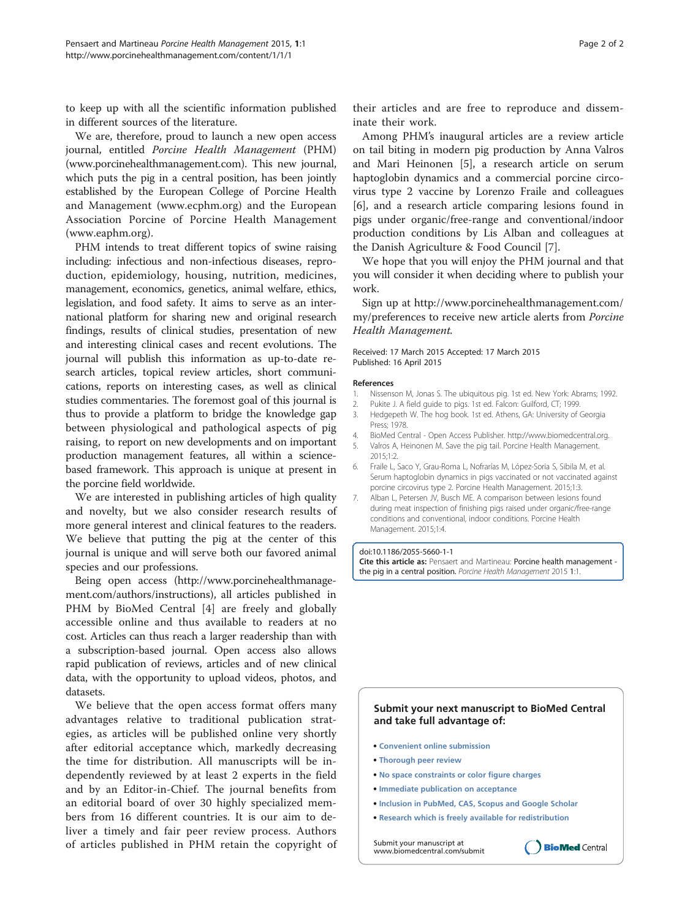to keep up with all the scientific information published in different sources of the literature.

We are, therefore, proud to launch a new open access journal, entitled *Porcine Health Management* (PHM) (www.porcinehealthmanagement.com). This new journal, which puts the pig in a central position, has been jointly established by the European College of Porcine Health and Management (www.ecphm.org) and the European Association Porcine of Porcine Health Management (www.eaphm.org).

PHM intends to treat different topics of swine raising including: infectious and non-infectious diseases, reproduction, epidemiology, housing, nutrition, medicines, management, economics, genetics, animal welfare, ethics, legislation, and food safety. It aims to serve as an international platform for sharing new and original research findings, results of clinical studies, presentation of new and interesting clinical cases and recent evolutions. The journal will publish this information as up-to-date research articles, topical review articles, short communications, reports on interesting cases, as well as clinical studies commentaries. The foremost goal of this journal is thus to provide a platform to bridge the knowledge gap between physiological and pathological aspects of pig raising, to report on new developments and on important production management features, all within a science-based framework. This approach is unique at present in the porcine field worldwide.

We are interested in publishing articles of high quality and novelty, but we also consider research results of more general interest and clinical features to the readers. We believe that putting the pig at the center of this journal is unique and will serve both our favored animal species and our professions.

Being open access (http://www.porcinehealthmanagement.com/authors/instructions), all articles published in PHM by BioMed Central [4] are freely and globally accessible online and thus available to readers at no cost. Articles can thus reach a larger readership than with a subscription-based journal. Open access also allows rapid publication of reviews, articles and of new clinical data, with the opportunity to upload videos, photos, and datasets.

We believe that the open access format offers many advantages relative to traditional publication strategies, as articles will be published online very shortly after editorial acceptance which, markedly decreasing the time for distribution. All manuscripts will be independently reviewed by at least 2 experts in the field and by an Editor-in-Chief. The journal benefits from an editorial board of over 30 highly specialized members from 16 different countries. It is our aim to deliver a timely and fair peer review process. Authors of articles published in PHM retain the copyright of their articles and are free to reproduce and disseminate their work.

Among PHM's inaugural articles are a review article on tail biting in modern pig production by Anna Valros and Mari Heinonen [5], a research article on serum haptoglobin dynamics and a commercial porcine circovirus type 2 vaccine by Lorenzo Fraile and colleagues [6], and a research article comparing lesions found in pigs under organic/free-range and conventional/indoor production conditions by Lis Alban and colleagues at the Danish Agriculture & Food Council [7].

We hope that you will enjoy the PHM journal and that you will consider it when deciding where to publish your work.

Sign up at http://www.porcinehealthmanagement.com/my/preferences to receive new article alerts from *Porcine Health Management.*

Received: 17 March 2015 Accepted: 17 March 2015
Published: 16 April 2015

#### References

1. Nissenson M, Jonas S. The ubiquitous pig. 1st ed. New York: Abrams; 1992.
2. Pukite J. A field guide to pigs. 1st ed. Falcon: Guilford, CT; 1999.
3. Hedgepeth W. The hog book. 1st ed. Athens, GA: University of Georgia Press; 1978.
4. BioMed Central - Open Access Publisher. http://www.biomedcentral.org.
5. Valros A, Heinonen M. Save the pig tail. Porcine Health Management. 2015;1:2.
6. Fraile L, Saco Y, Grau-Roma L, Nofrarías M, López-Soria S, Sibila M, et al. Serum haptoglobin dynamics in pigs vaccinated or not vaccinated against porcine circovirus type 2. Porcine Health Management. 2015;1:3.
7. Alban L, Petersen JV, Busch ME. A comparison between lesions found during meat inspection of finishing pigs raised under organic/free-range conditions and conventional, indoor conditions. Porcine Health Management. 2015;1:4.

doi:10.1186/2055-5660-1-1
**Cite this article as:** Pensaert and Martineau: **Porcine health management - the pig in a central position.** *Porcine Health Management* 2015 **1**:1.

**Submit your next manuscript to BioMed Central and take full advantage of:**

- Convenient online submission
- Thorough peer review
- No space constraints or color figure charges
- Immediate publication on acceptance
- Inclusion in PubMed, CAS, Scopus and Google Scholar
- Research which is freely available for redistribution

Submit your manuscript at
www.biomedcentral.com/submit

BioMed Central